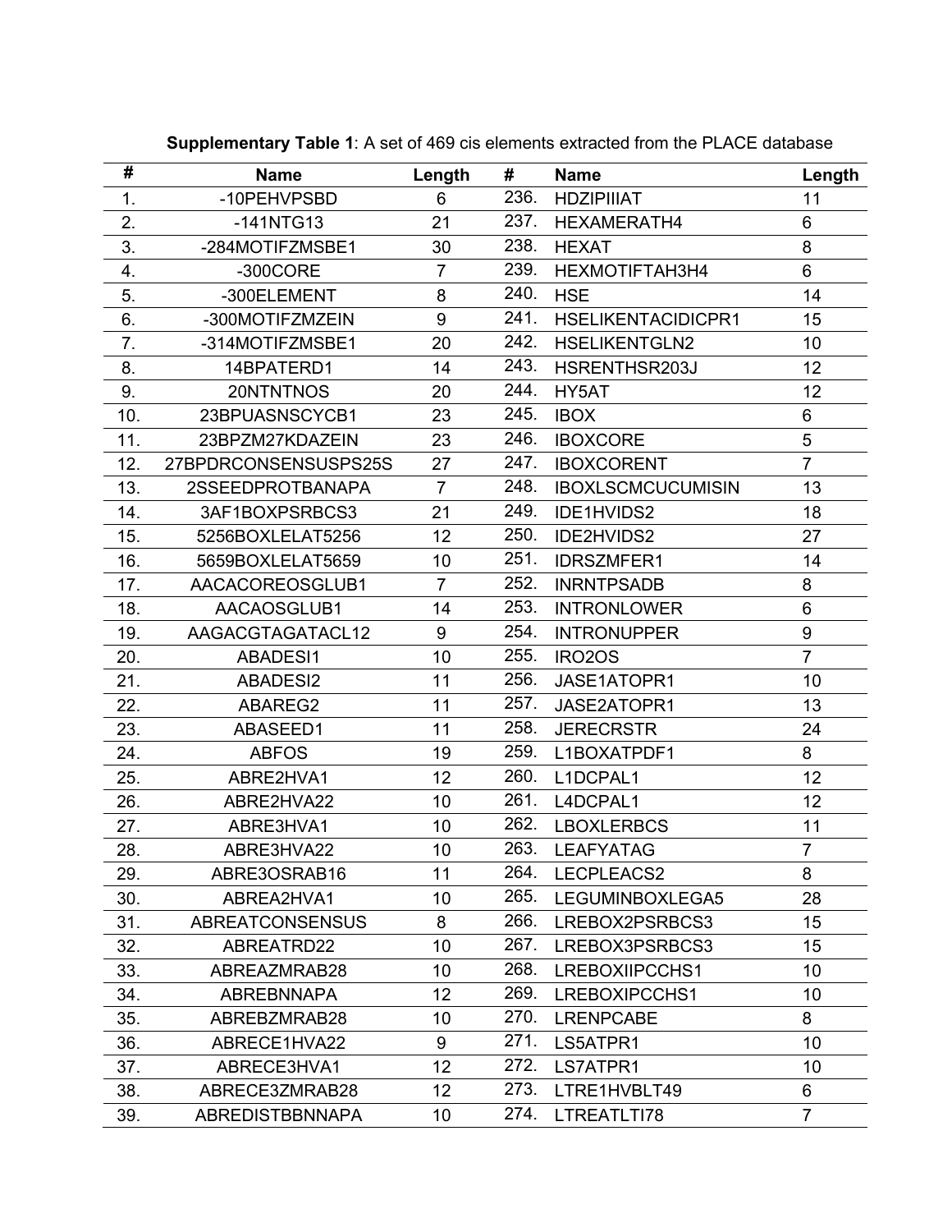**Supplementary Table 1**: A set of 469 cis elements extracted from the PLACE database

| # | Name | Length | # | Name | Length |
|---|---|---|---|---|---|
| 1. | -10PEHVPSBD | 6 | 236. | HDZIPIIIAT | 11 |
| 2. | -141NTG13 | 21 | 237. | HEXAMERATH4 | 6 |
| 3. | -284MOTIFZMSBE1 | 30 | 238. | HEXAT | 8 |
| 4. | -300CORE | 7 | 239. | HEXMOTIFTAH3H4 | 6 |
| 5. | -300ELEMENT | 8 | 240. | HSE | 14 |
| 6. | -300MOTIFZMZEIN | 9 | 241. | HSELIKENTACIDICPR1 | 15 |
| 7. | -314MOTIFZMSBE1 | 20 | 242. | HSELIKENTGLN2 | 10 |
| 8. | 14BPATERD1 | 14 | 243. | HSRENTHSR203J | 12 |
| 9. | 20NTNTNOS | 20 | 244. | HY5AT | 12 |
| 10. | 23BPUASNSCYCB1 | 23 | 245. | IBOX | 6 |
| 11. | 23BPZM27KDAZEIN | 23 | 246. | IBOXCORE | 5 |
| 12. | 27BPDRCONSENSUSPS25S | 27 | 247. | IBOXCORENT | 7 |
| 13. | 2SSEEDPROTBANAPA | 7 | 248. | IBOXLSCMCUCUMISIN | 13 |
| 14. | 3AF1BOXPSRBCS3 | 21 | 249. | IDE1HVIDS2 | 18 |
| 15. | 5256BOXLELAT5256 | 12 | 250. | IDE2HVIDS2 | 27 |
| 16. | 5659BOXLELAT5659 | 10 | 251. | IDRSZMFER1 | 14 |
| 17. | AACACOREOSGLUB1 | 7 | 252. | INRNTPSADB | 8 |
| 18. | AACAOSGLUB1 | 14 | 253. | INTRONLOWER | 6 |
| 19. | AAGACGTAGATACL12 | 9 | 254. | INTRONUPPER | 9 |
| 20. | ABADESI1 | 10 | 255. | IRO2OS | 7 |
| 21. | ABADESI2 | 11 | 256. | JASE1ATOPR1 | 10 |
| 22. | ABAREG2 | 11 | 257. | JASE2ATOPR1 | 13 |
| 23. | ABASEED1 | 11 | 258. | JERECRSTR | 24 |
| 24. | ABFOS | 19 | 259. | L1BOXATPDF1 | 8 |
| 25. | ABRE2HVA1 | 12 | 260. | L1DCPAL1 | 12 |
| 26. | ABRE2HVA22 | 10 | 261. | L4DCPAL1 | 12 |
| 27. | ABRE3HVA1 | 10 | 262. | LBOXLERBCS | 11 |
| 28. | ABRE3HVA22 | 10 | 263. | LEAFYATAG | 7 |
| 29. | ABRE3OSRAB16 | 11 | 264. | LECPLEACS2 | 8 |
| 30. | ABREA2HVA1 | 10 | 265. | LEGUMINBOXLEGA5 | 28 |
| 31. | ABREATCONSENSUS | 8 | 266. | LREBOX2PSRBCS3 | 15 |
| 32. | ABREATRD22 | 10 | 267. | LREBOX3PSRBCS3 | 15 |
| 33. | ABREAZMRAB28 | 10 | 268. | LREBOXIIPCCHS1 | 10 |
| 34. | ABREBNNAPA | 12 | 269. | LREBOXIPCCHS1 | 10 |
| 35. | ABREBZMRAB28 | 10 | 270. | LRENPCABE | 8 |
| 36. | ABRECE1HVA22 | 9 | 271. | LS5ATPR1 | 10 |
| 37. | ABRECE3HVA1 | 12 | 272. | LS7ATPR1 | 10 |
| 38. | ABRECE3ZMRAB28 | 12 | 273. | LTRE1HVBLT49 | 6 |
| 39. | ABREDISTBBNNAPA | 10 | 274. | LTREATLTI78 | 7 |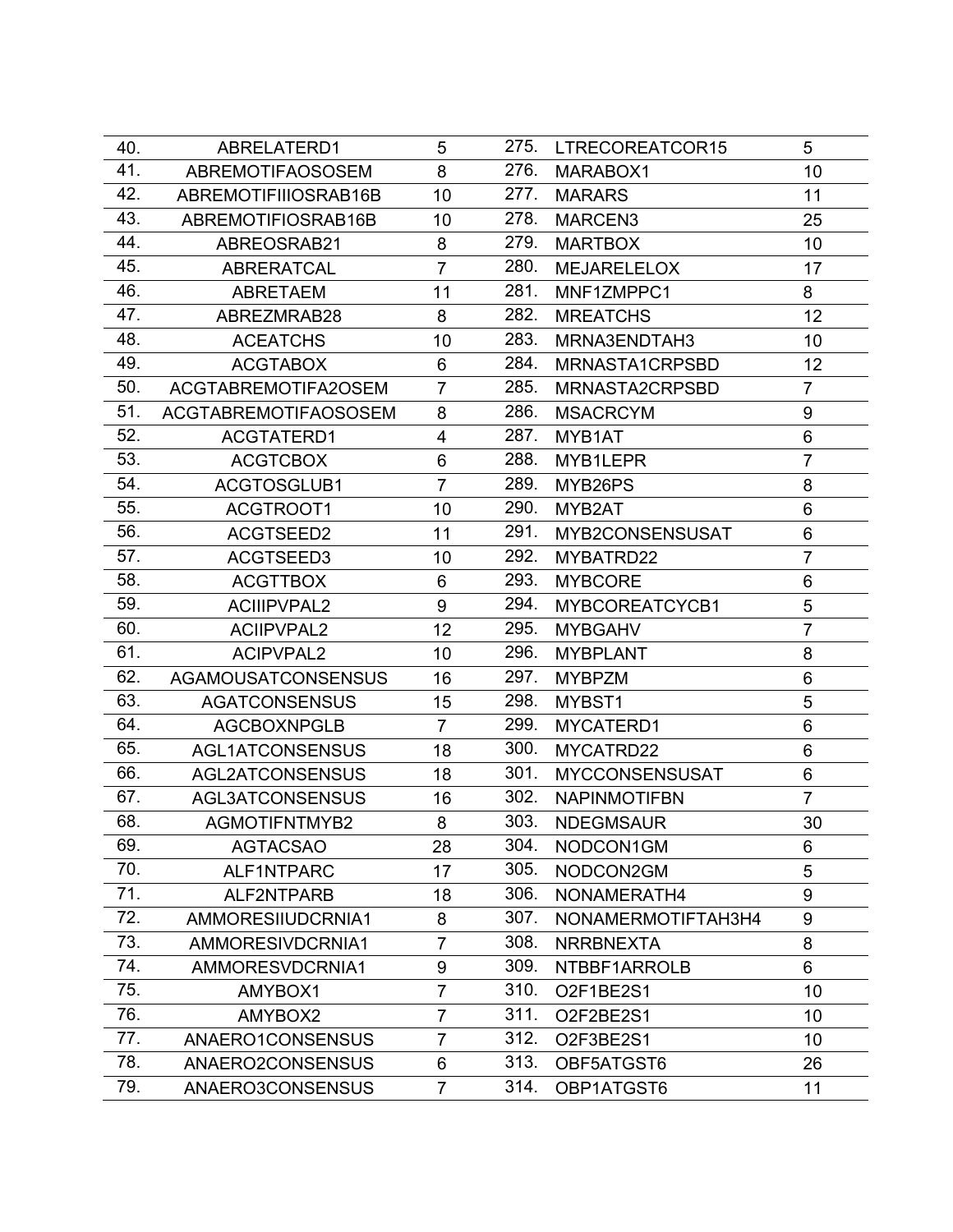| | | | | | |
|---|---|---|---|---|---|
| 40. | ABRELATERD1 | 5 | 275. | LTRECOREATCOR15 | 5 |
| 41. | ABREMOTIFAOSOSEM | 8 | 276. | MARABOX1 | 10 |
| 42. | ABREMOTIFIIIOSRAB16B | 10 | 277. | MARARS | 11 |
| 43. | ABREMOTIFIOSRAB16B | 10 | 278. | MARCEN3 | 25 |
| 44. | ABREOSRAB21 | 8 | 279. | MARTBOX | 10 |
| 45. | ABRERATCAL | 7 | 280. | MEJARELELOX | 17 |
| 46. | ABRETAEM | 11 | 281. | MNF1ZMPPC1 | 8 |
| 47. | ABREZMRAB28 | 8 | 282. | MREATCHS | 12 |
| 48. | ACEATCHS | 10 | 283. | MRNA3ENDTAH3 | 10 |
| 49. | ACGTABOX | 6 | 284. | MRNASTA1CRPSBD | 12 |
| 50. | ACGTABREMOTIFA2OSEM | 7 | 285. | MRNASTA2CRPSBD | 7 |
| 51. | ACGTABREMOTIFAOSOSEM | 8 | 286. | MSACRCYM | 9 |
| 52. | ACGTATERD1 | 4 | 287. | MYB1AT | 6 |
| 53. | ACGTCBOX | 6 | 288. | MYB1LEPR | 7 |
| 54. | ACGTOSGLUB1 | 7 | 289. | MYB26PS | 8 |
| 55. | ACGTROOT1 | 10 | 290. | MYB2AT | 6 |
| 56. | ACGTSEED2 | 11 | 291. | MYB2CONSENSUSAT | 6 |
| 57. | ACGTSEED3 | 10 | 292. | MYBATRD22 | 7 |
| 58. | ACGTTBOX | 6 | 293. | MYBCORE | 6 |
| 59. | ACIIIPVPAL2 | 9 | 294. | MYBCOREATCYCB1 | 5 |
| 60. | ACIIPVPAL2 | 12 | 295. | MYBGAHV | 7 |
| 61. | ACIPVPAL2 | 10 | 296. | MYBPLANT | 8 |
| 62. | AGAMOUSATCONSENSUS | 16 | 297. | MYBPZM | 6 |
| 63. | AGATCONSENSUS | 15 | 298. | MYBST1 | 5 |
| 64. | AGCBOXNPGLB | 7 | 299. | MYCATERD1 | 6 |
| 65. | AGL1ATCONSENSUS | 18 | 300. | MYCATRD22 | 6 |
| 66. | AGL2ATCONSENSUS | 18 | 301. | MYCCONSENSUSAT | 6 |
| 67. | AGL3ATCONSENSUS | 16 | 302. | NAPINMOTIFBN | 7 |
| 68. | AGMOTIFNTMYB2 | 8 | 303. | NDEGMSAUR | 30 |
| 69. | AGTACSAO | 28 | 304. | NODCON1GM | 6 |
| 70. | ALF1NTPARC | 17 | 305. | NODCON2GM | 5 |
| 71. | ALF2NTPARB | 18 | 306. | NONAMERATH4 | 9 |
| 72. | AMMORESIIUDCRNIA1 | 8 | 307. | NONAMERMOTIFTAH3H4 | 9 |
| 73. | AMMORESIVDCRNIA1 | 7 | 308. | NRRBNEXTA | 8 |
| 74. | AMMORESVDCRNIA1 | 9 | 309. | NTBBF1ARROLB | 6 |
| 75. | AMYBOX1 | 7 | 310. | O2F1BE2S1 | 10 |
| 76. | AMYBOX2 | 7 | 311. | O2F2BE2S1 | 10 |
| 77. | ANAERO1CONSENSUS | 7 | 312. | O2F3BE2S1 | 10 |
| 78. | ANAERO2CONSENSUS | 6 | 313. | OBF5ATGST6 | 26 |
| 79. | ANAERO3CONSENSUS | 7 | 314. | OBP1ATGST6 | 11 |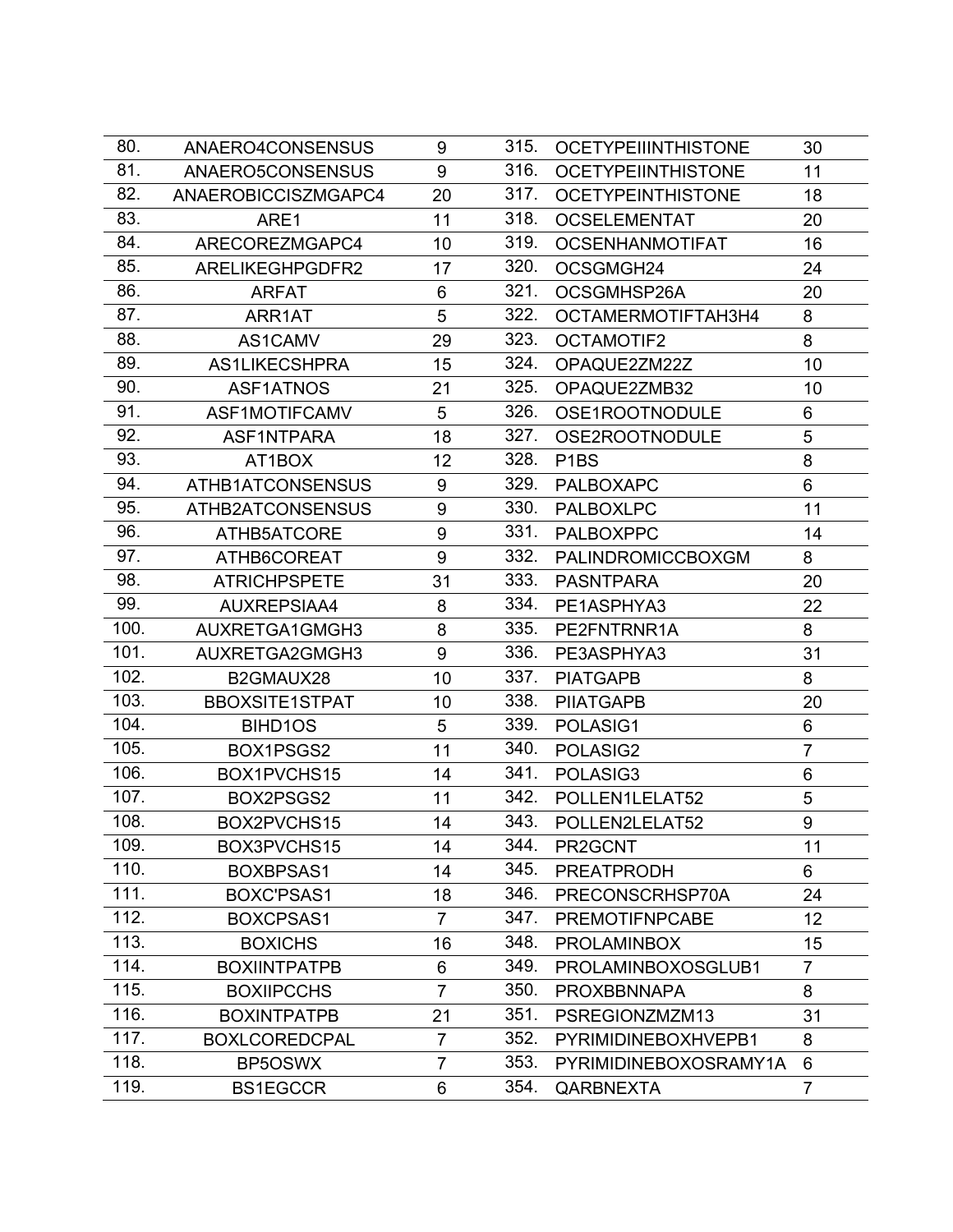| | | | | | |
|---|---|---|---|---|---|
| 80. | ANAERO4CONSENSUS | 9 | 315. | OCETYPEIIINTHISTONE | 30 |
| 81. | ANAERO5CONSENSUS | 9 | 316. | OCETYPEIINTHISTONE | 11 |
| 82. | ANAEROBICCISZMGAPC4 | 20 | 317. | OCETYPEINTHISTONE | 18 |
| 83. | ARE1 | 11 | 318. | OCSELEMENTAT | 20 |
| 84. | ARECOREZMGAPC4 | 10 | 319. | OCSENHANMOTIFAT | 16 |
| 85. | ARELIKEGHPGDFR2 | 17 | 320. | OCSGMGH24 | 24 |
| 86. | ARFAT | 6 | 321. | OCSGMHSP26A | 20 |
| 87. | ARR1AT | 5 | 322. | OCTAMERMOTIFTAH3H4 | 8 |
| 88. | AS1CAMV | 29 | 323. | OCTAMOTIF2 | 8 |
| 89. | AS1LIKECSHPRA | 15 | 324. | OPAQUE2ZM22Z | 10 |
| 90. | ASF1ATNOS | 21 | 325. | OPAQUE2ZMB32 | 10 |
| 91. | ASF1MOTIFCAMV | 5 | 326. | OSE1ROOTNODULE | 6 |
| 92. | ASF1NTPARA | 18 | 327. | OSE2ROOTNODULE | 5 |
| 93. | AT1BOX | 12 | 328. | P1BS | 8 |
| 94. | ATHB1ATCONSENSUS | 9 | 329. | PALBOXAPC | 6 |
| 95. | ATHB2ATCONSENSUS | 9 | 330. | PALBOXLPC | 11 |
| 96. | ATHB5ATCORE | 9 | 331. | PALBOXPPC | 14 |
| 97. | ATHB6COREAT | 9 | 332. | PALINDROMICCBOXGM | 8 |
| 98. | ATRICHPSPETE | 31 | 333. | PASNTPARA | 20 |
| 99. | AUXREPSIAA4 | 8 | 334. | PE1ASPHYA3 | 22 |
| 100. | AUXRETGA1GMGH3 | 8 | 335. | PE2FNTRNR1A | 8 |
| 101. | AUXRETGA2GMGH3 | 9 | 336. | PE3ASPHYA3 | 31 |
| 102. | B2GMAUX28 | 10 | 337. | PIATGAPB | 8 |
| 103. | BBOXSITE1STPAT | 10 | 338. | PIIATGAPB | 20 |
| 104. | BIHD1OS | 5 | 339. | POLASIG1 | 6 |
| 105. | BOX1PSGS2 | 11 | 340. | POLASIG2 | 7 |
| 106. | BOX1PVCHS15 | 14 | 341. | POLASIG3 | 6 |
| 107. | BOX2PSGS2 | 11 | 342. | POLLEN1LELAT52 | 5 |
| 108. | BOX2PVCHS15 | 14 | 343. | POLLEN2LELAT52 | 9 |
| 109. | BOX3PVCHS15 | 14 | 344. | PR2GCNT | 11 |
| 110. | BOXBPSAS1 | 14 | 345. | PREATPRODH | 6 |
| 111. | BOXC'PSAS1 | 18 | 346. | PRECONSCRHSP70A | 24 |
| 112. | BOXCPSAS1 | 7 | 347. | PREMOTIFNPCABE | 12 |
| 113. | BOXICHS | 16 | 348. | PROLAMINBOX | 15 |
| 114. | BOXIINTPATPB | 6 | 349. | PROLAMINBOXOSGLUB1 | 7 |
| 115. | BOXIIPCCHS | 7 | 350. | PROXBBNNAPA | 8 |
| 116. | BOXINTPATPB | 21 | 351. | PSREGIONZMZM13 | 31 |
| 117. | BOXLCOREDCPAL | 7 | 352. | PYRIMIDINEBOXHVEPB1 | 8 |
| 118. | BP5OSWX | 7 | 353. | PYRIMIDINEBOXOSRAMY1A | 6 |
| 119. | BS1EGCCR | 6 | 354. | QARBNEXTA | 7 |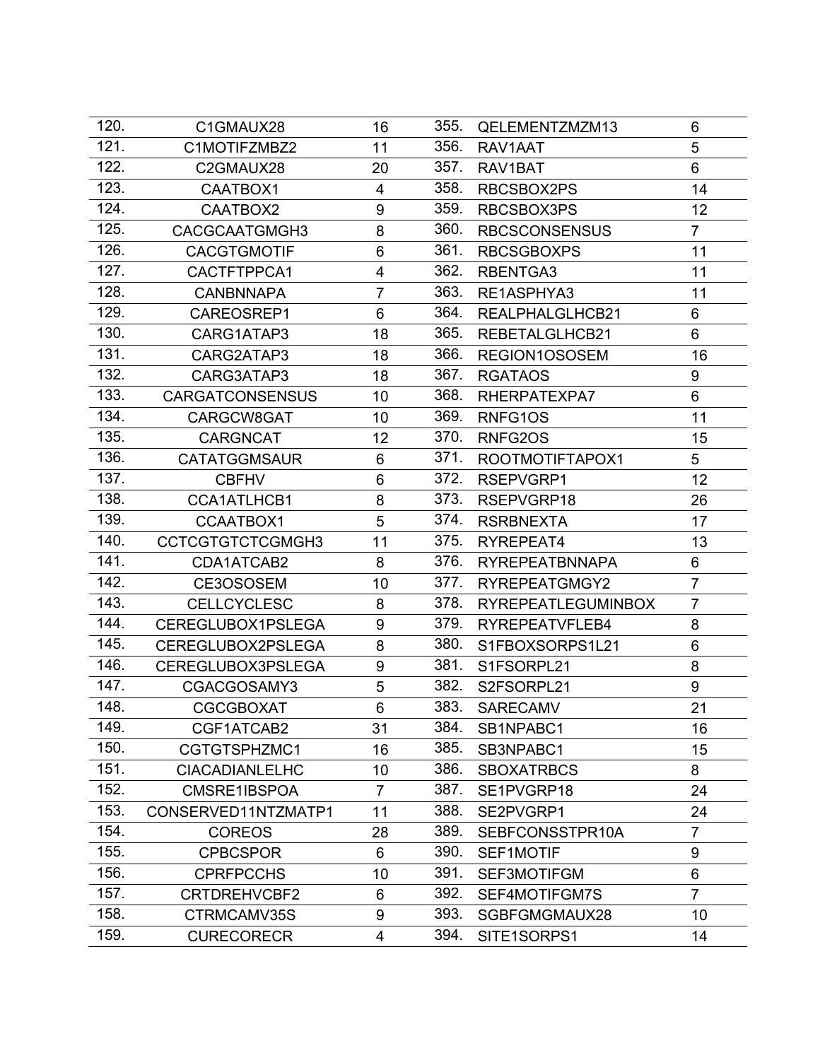| | | | | | |
|---|---|---|---|---|---|
| 120. | C1GMAUX28 | 16 | 355. | QELEMENTZMZM13 | 6 |
| 121. | C1MOTIFZMBZ2 | 11 | 356. | RAV1AAT | 5 |
| 122. | C2GMAUX28 | 20 | 357. | RAV1BAT | 6 |
| 123. | CAATBOX1 | 4 | 358. | RBCSBOX2PS | 14 |
| 124. | CAATBOX2 | 9 | 359. | RBCSBOX3PS | 12 |
| 125. | CACGCAATGMGH3 | 8 | 360. | RBCSCONSENSUS | 7 |
| 126. | CACGTGMOTIF | 6 | 361. | RBCSGBOXPS | 11 |
| 127. | CACTFTPPCA1 | 4 | 362. | RBENTGA3 | 11 |
| 128. | CANBNNAPA | 7 | 363. | RE1ASPHYA3 | 11 |
| 129. | CAREOSREP1 | 6 | 364. | REALPHALGLHCB21 | 6 |
| 130. | CARG1ATAP3 | 18 | 365. | REBETALGLHCB21 | 6 |
| 131. | CARG2ATAP3 | 18 | 366. | REGION1OSOSEM | 16 |
| 132. | CARG3ATAP3 | 18 | 367. | RGATAOS | 9 |
| 133. | CARGATCONSENSUS | 10 | 368. | RHERPATEXPA7 | 6 |
| 134. | CARGCW8GAT | 10 | 369. | RNFG1OS | 11 |
| 135. | CARGNCAT | 12 | 370. | RNFG2OS | 15 |
| 136. | CATATGGMSAUR | 6 | 371. | ROOTMOTIFTAPOX1 | 5 |
| 137. | CBFHV | 6 | 372. | RSEPVGRP1 | 12 |
| 138. | CCA1ATLHCB1 | 8 | 373. | RSEPVGRP18 | 26 |
| 139. | CCAATBOX1 | 5 | 374. | RSRBNEXTA | 17 |
| 140. | CCTCGTGTCTCGMGH3 | 11 | 375. | RYREPEAT4 | 13 |
| 141. | CDA1ATCAB2 | 8 | 376. | RYREPEATBNNAPA | 6 |
| 142. | CE3OSOSEM | 10 | 377. | RYREPEATGMGY2 | 7 |
| 143. | CELLCYCLESC | 8 | 378. | RYREPEATLEGUMINBOX | 7 |
| 144. | CEREGLUBOX1PSLEGA | 9 | 379. | RYREPEATVFLEB4 | 8 |
| 145. | CEREGLUBOX2PSLEGA | 8 | 380. | S1FBOXSORPS1L21 | 6 |
| 146. | CEREGLUBOX3PSLEGA | 9 | 381. | S1FSORPL21 | 8 |
| 147. | CGACGOSAMY3 | 5 | 382. | S2FSORPL21 | 9 |
| 148. | CGCGBOXAT | 6 | 383. | SARECAMV | 21 |
| 149. | CGF1ATCAB2 | 31 | 384. | SB1NPABC1 | 16 |
| 150. | CGTGTSPHZMC1 | 16 | 385. | SB3NPABC1 | 15 |
| 151. | CIACADIANLELHC | 10 | 386. | SBOXATRBCS | 8 |
| 152. | CMSRE1IBSPOA | 7 | 387. | SE1PVGRP18 | 24 |
| 153. | CONSERVED11NTZMATP1 | 11 | 388. | SE2PVGRP1 | 24 |
| 154. | COREOS | 28 | 389. | SEBFCONSSTPR10A | 7 |
| 155. | CPBCSPOR | 6 | 390. | SEF1MOTIF | 9 |
| 156. | CPRFPCCHS | 10 | 391. | SEF3MOTIFGM | 6 |
| 157. | CRTDREHVCBF2 | 6 | 392. | SEF4MOTIFGM7S | 7 |
| 158. | CTRMCAMV35S | 9 | 393. | SGBFGMGMAUX28 | 10 |
| 159. | CURECORECR | 4 | 394. | SITE1SORPS1 | 14 |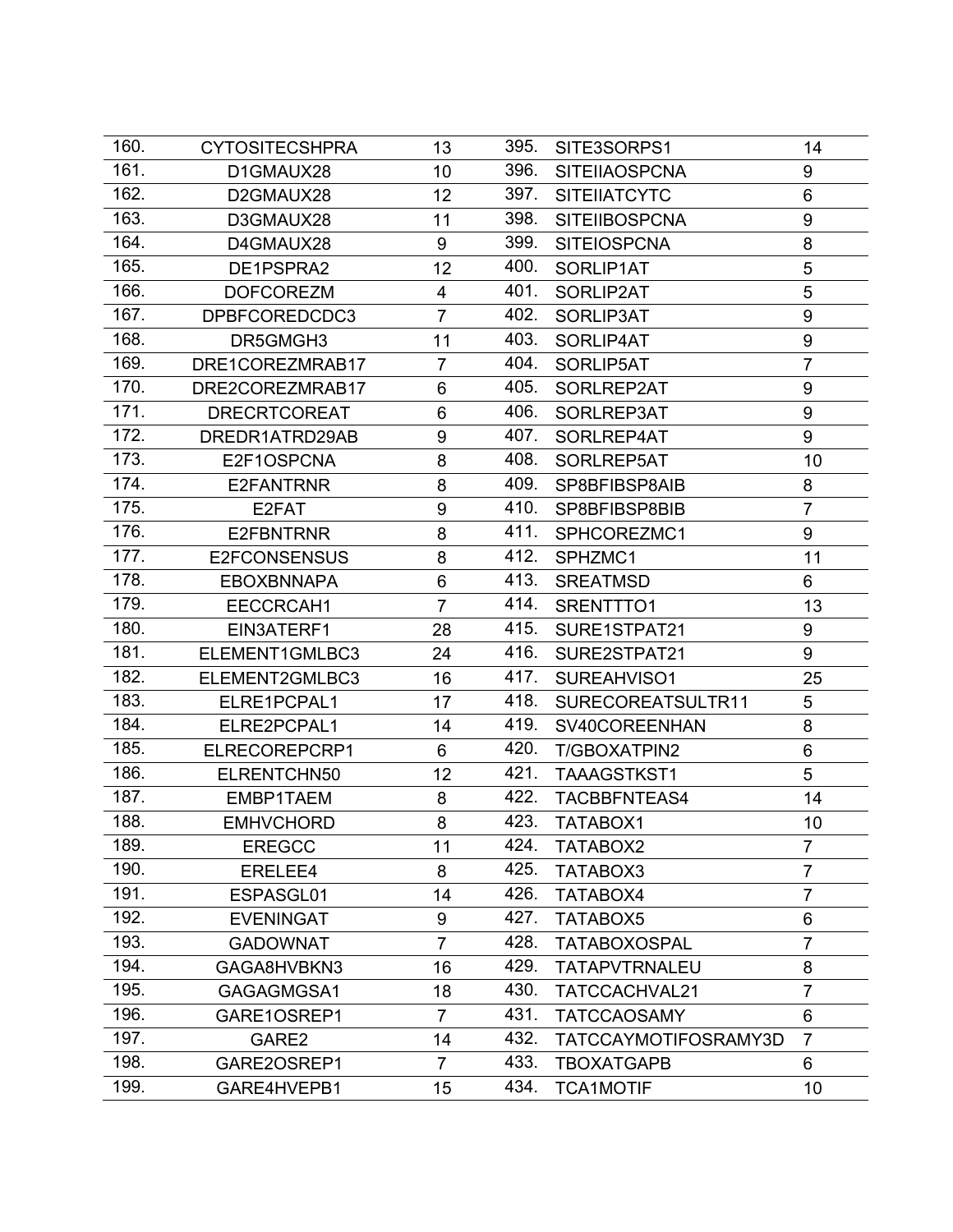| 160. | CYTOSITECSHPRA | 13 | 395. | SITE3SORPS1 | 14 |
|---|---|---|---|---|---|
| 161. | D1GMAUX28 | 10 | 396. | SITEIIAOSPCNA | 9 |
| 162. | D2GMAUX28 | 12 | 397. | SITEIIATCYTC | 6 |
| 163. | D3GMAUX28 | 11 | 398. | SITEIIBOSPCNA | 9 |
| 164. | D4GMAUX28 | 9 | 399. | SITEIOSPCNA | 8 |
| 165. | DE1PSPRA2 | 12 | 400. | SORLIP1AT | 5 |
| 166. | DOFCOREZM | 4 | 401. | SORLIP2AT | 5 |
| 167. | DPBFCOREDCDC3 | 7 | 402. | SORLIP3AT | 9 |
| 168. | DR5GMGH3 | 11 | 403. | SORLIP4AT | 9 |
| 169. | DRE1COREZMRAB17 | 7 | 404. | SORLIP5AT | 7 |
| 170. | DRE2COREZMRAB17 | 6 | 405. | SORLREP2AT | 9 |
| 171. | DRECRTCOREAT | 6 | 406. | SORLREP3AT | 9 |
| 172. | DREDR1ATRD29AB | 9 | 407. | SORLREP4AT | 9 |
| 173. | E2F1OSPCNA | 8 | 408. | SORLREP5AT | 10 |
| 174. | E2FANTRNR | 8 | 409. | SP8BFIBSP8AIB | 8 |
| 175. | E2FAT | 9 | 410. | SP8BFIBSP8BIB | 7 |
| 176. | E2FBNTRNR | 8 | 411. | SPHCOREZMC1 | 9 |
| 177. | E2FCONSENSUS | 8 | 412. | SPHZMC1 | 11 |
| 178. | EBOXBNNAPA | 6 | 413. | SREATMSD | 6 |
| 179. | EECCRCAH1 | 7 | 414. | SRENTTTO1 | 13 |
| 180. | EIN3ATERF1 | 28 | 415. | SURE1STPAT21 | 9 |
| 181. | ELEMENT1GMLBC3 | 24 | 416. | SURE2STPAT21 | 9 |
| 182. | ELEMENT2GMLBC3 | 16 | 417. | SUREAHVISO1 | 25 |
| 183. | ELRE1PCPAL1 | 17 | 418. | SURECOREATSULTR11 | 5 |
| 184. | ELRE2PCPAL1 | 14 | 419. | SV40COREENHAN | 8 |
| 185. | ELRECOREPCRP1 | 6 | 420. | T/GBOXATPIN2 | 6 |
| 186. | ELRENTCHN50 | 12 | 421. | TAAAGSTKST1 | 5 |
| 187. | EMBP1TAEM | 8 | 422. | TACBBFNTEAS4 | 14 |
| 188. | EMHVCHORD | 8 | 423. | TATABOX1 | 10 |
| 189. | EREGCC | 11 | 424. | TATABOX2 | 7 |
| 190. | ERELEE4 | 8 | 425. | TATABOX3 | 7 |
| 191. | ESPASGL01 | 14 | 426. | TATABOX4 | 7 |
| 192. | EVENINGAT | 9 | 427. | TATABOX5 | 6 |
| 193. | GADOWNAT | 7 | 428. | TATABOXOSPAL | 7 |
| 194. | GAGA8HVBKN3 | 16 | 429. | TATAPVTRNALEU | 8 |
| 195. | GAGAGMGSA1 | 18 | 430. | TATCCACHVAL21 | 7 |
| 196. | GARE1OSREP1 | 7 | 431. | TATCCAOSAMY | 6 |
| 197. | GARE2 | 14 | 432. | TATCCAYMOTIFOSRAMY3D | 7 |
| 198. | GARE2OSREP1 | 7 | 433. | TBOXATGAPB | 6 |
| 199. | GARE4HVEPB1 | 15 | 434. | TCA1MOTIF | 10 |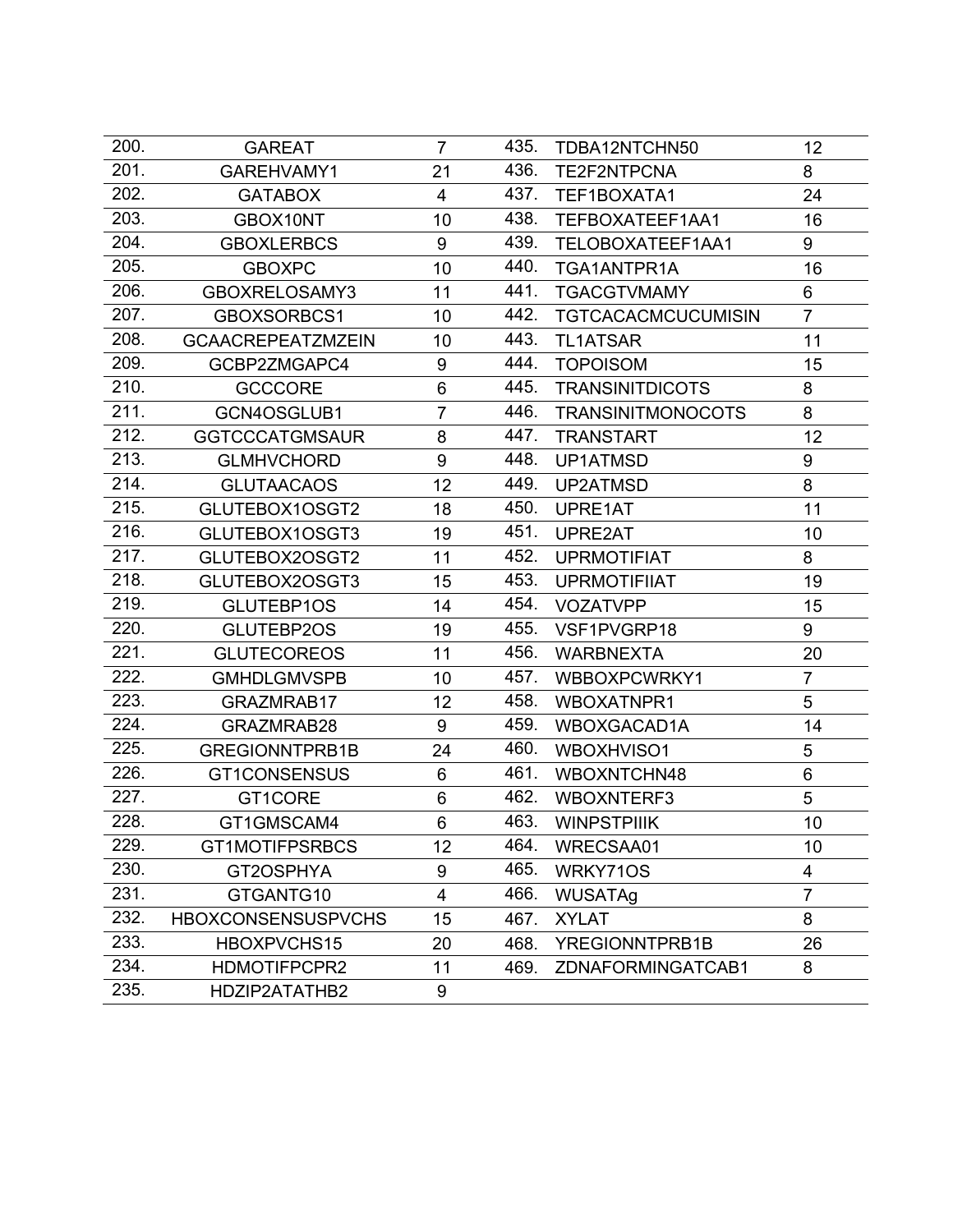| | | | | | |
|---|---|---|---|---|---|
| 200. | GAREAT | 7 | 435. | TDBA12NTCHN50 | 12 |
| 201. | GAREHVAMY1 | 21 | 436. | TE2F2NTPCNA | 8 |
| 202. | GATABOX | 4 | 437. | TEF1BOXATA1 | 24 |
| 203. | GBOX10NT | 10 | 438. | TEFBOXATEEF1AA1 | 16 |
| 204. | GBOXLERBCS | 9 | 439. | TELOBOXATEEF1AA1 | 9 |
| 205. | GBOXPC | 10 | 440. | TGA1ANTPR1A | 16 |
| 206. | GBOXRELOSAMY3 | 11 | 441. | TGACGTVMAMY | 6 |
| 207. | GBOXSORBCS1 | 10 | 442. | TGTCACACMCUCUMISIN | 7 |
| 208. | GCAACREPEATZMZEIN | 10 | 443. | TL1ATSAR | 11 |
| 209. | GCBP2ZMGAPC4 | 9 | 444. | TOPOISOM | 15 |
| 210. | GCCCORE | 6 | 445. | TRANSINITDICOTS | 8 |
| 211. | GCN4OSGLUB1 | 7 | 446. | TRANSINITMONOCOTS | 8 |
| 212. | GGTCCCATGMSAUR | 8 | 447. | TRANSTART | 12 |
| 213. | GLMHVCHORD | 9 | 448. | UP1ATMSD | 9 |
| 214. | GLUTAACAOS | 12 | 449. | UP2ATMSD | 8 |
| 215. | GLUTEBOX1OSGT2 | 18 | 450. | UPRE1AT | 11 |
| 216. | GLUTEBOX1OSGT3 | 19 | 451. | UPRE2AT | 10 |
| 217. | GLUTEBOX2OSGT2 | 11 | 452. | UPRMOTIFIAT | 8 |
| 218. | GLUTEBOX2OSGT3 | 15 | 453. | UPRMOTIFIIAT | 19 |
| 219. | GLUTEBP1OS | 14 | 454. | VOZATVPP | 15 |
| 220. | GLUTEBP2OS | 19 | 455. | VSF1PVGRP18 | 9 |
| 221. | GLUTECOREOS | 11 | 456. | WARBNEXTA | 20 |
| 222. | GMHDLGMVSPB | 10 | 457. | WBBOXPCWRKY1 | 7 |
| 223. | GRAZMRAB17 | 12 | 458. | WBOXATNPR1 | 5 |
| 224. | GRAZMRAB28 | 9 | 459. | WBOXGACAD1A | 14 |
| 225. | GREGIONNTPRB1B | 24 | 460. | WBOXHVISO1 | 5 |
| 226. | GT1CONSENSUS | 6 | 461. | WBOXNTCHN48 | 6 |
| 227. | GT1CORE | 6 | 462. | WBOXNTERF3 | 5 |
| 228. | GT1GMSCAM4 | 6 | 463. | WINPSTPIIIK | 10 |
| 229. | GT1MOTIFPSRBCS | 12 | 464. | WRECSAA01 | 10 |
| 230. | GT2OSPHYA | 9 | 465. | WRKY71OS | 4 |
| 231. | GTGANTG10 | 4 | 466. | WUSATAg | 7 |
| 232. | HBOXCONSENSUSPVCHS | 15 | 467. | XYLAT | 8 |
| 233. | HBOXPVCHS15 | 20 | 468. | YREGIONNTPRB1B | 26 |
| 234. | HDMOTIFPCPR2 | 11 | 469. | ZDNAFORMINGATCAB1 | 8 |
| 235. | HDZIP2ATATHB2 | 9 | | | |